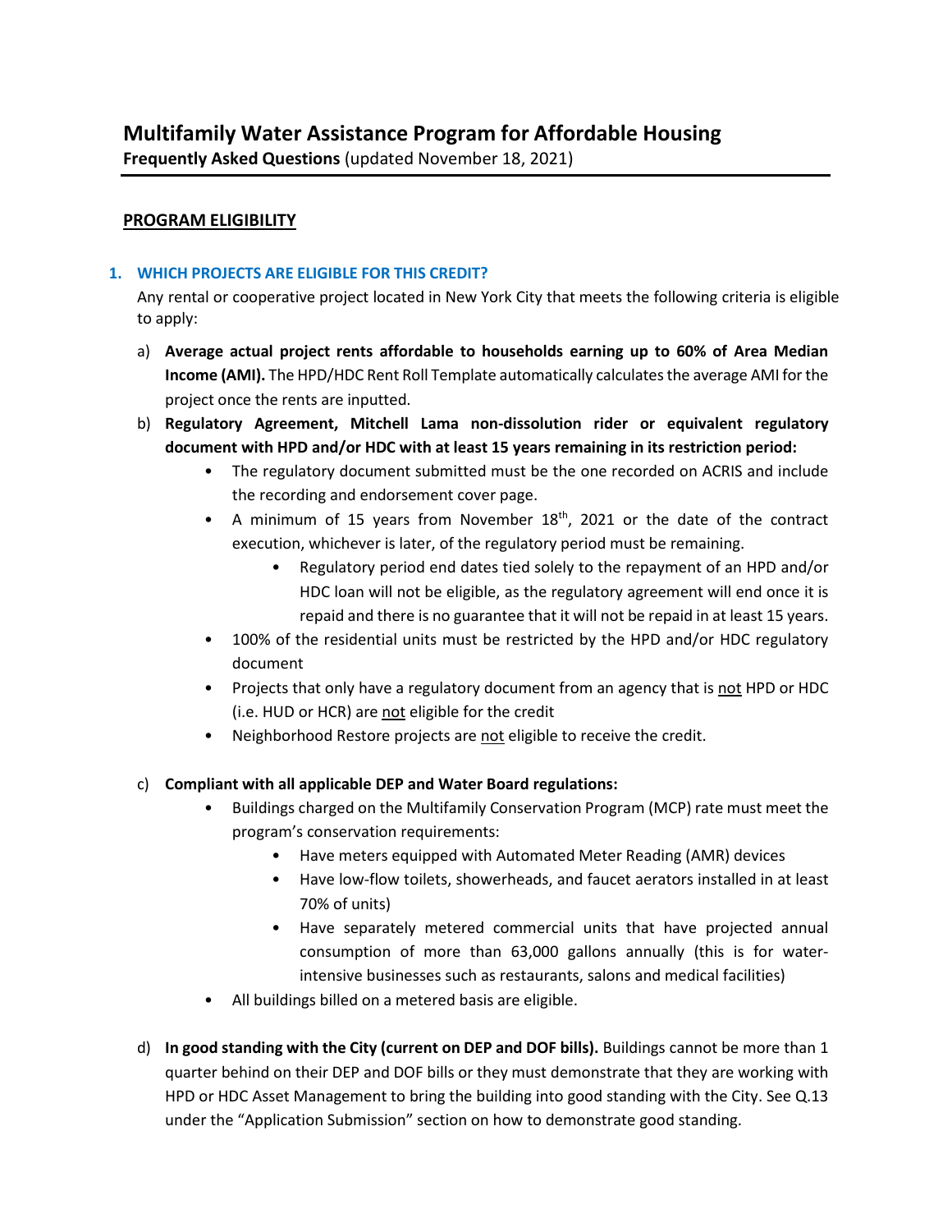# Multifamily Water Assistance Program for Affordable Housing

**Frequently Asked Questions** (updated November 18, 2021)

## PROGRAM ELIGIBILITY

### 1. WHICH PROJECTS ARE ELIGIBLE FOR THIS CREDIT?

Any rental or cooperative project located in New York City that meets the following criteria is eligible to apply:

a) **Average actual project rents affordable to households earning up to 60% of Area Median Income (AMI).** The HPD/HDC Rent Roll Template automatically calculates the average AMI for the project once the rents are inputted.

b) **Regulatory Agreement, Mitchell Lama non-dissolution rider or equivalent regulatory document with HPD and/or HDC with at least 15 years remaining in its restriction period:**
   - The regulatory document submitted must be the one recorded on ACRIS and include the recording and endorsement cover page.
   - A minimum of 15 years from November 18th, 2021 or the date of the contract execution, whichever is later, of the regulatory period must be remaining.
     - Regulatory period end dates tied solely to the repayment of an HPD and/or HDC loan will not be eligible, as the regulatory agreement will end once it is repaid and there is no guarantee that it will not be repaid in at least 15 years.
   - 100% of the residential units must be restricted by the HPD and/or HDC regulatory document
   - Projects that only have a regulatory document from an agency that is not HPD or HDC (i.e. HUD or HCR) are not eligible for the credit
   - Neighborhood Restore projects are not eligible to receive the credit.

c) **Compliant with all applicable DEP and Water Board regulations:**
   - Buildings charged on the Multifamily Conservation Program (MCP) rate must meet the program's conservation requirements:
     - Have meters equipped with Automated Meter Reading (AMR) devices
     - Have low-flow toilets, showerheads, and faucet aerators installed in at least 70% of units)
     - Have separately metered commercial units that have projected annual consumption of more than 63,000 gallons annually (this is for water-intensive businesses such as restaurants, salons and medical facilities)
   - All buildings billed on a metered basis are eligible.

d) **In good standing with the City (current on DEP and DOF bills).** Buildings cannot be more than 1 quarter behind on their DEP and DOF bills or they must demonstrate that they are working with HPD or HDC Asset Management to bring the building into good standing with the City. See Q.13 under the "Application Submission" section on how to demonstrate good standing.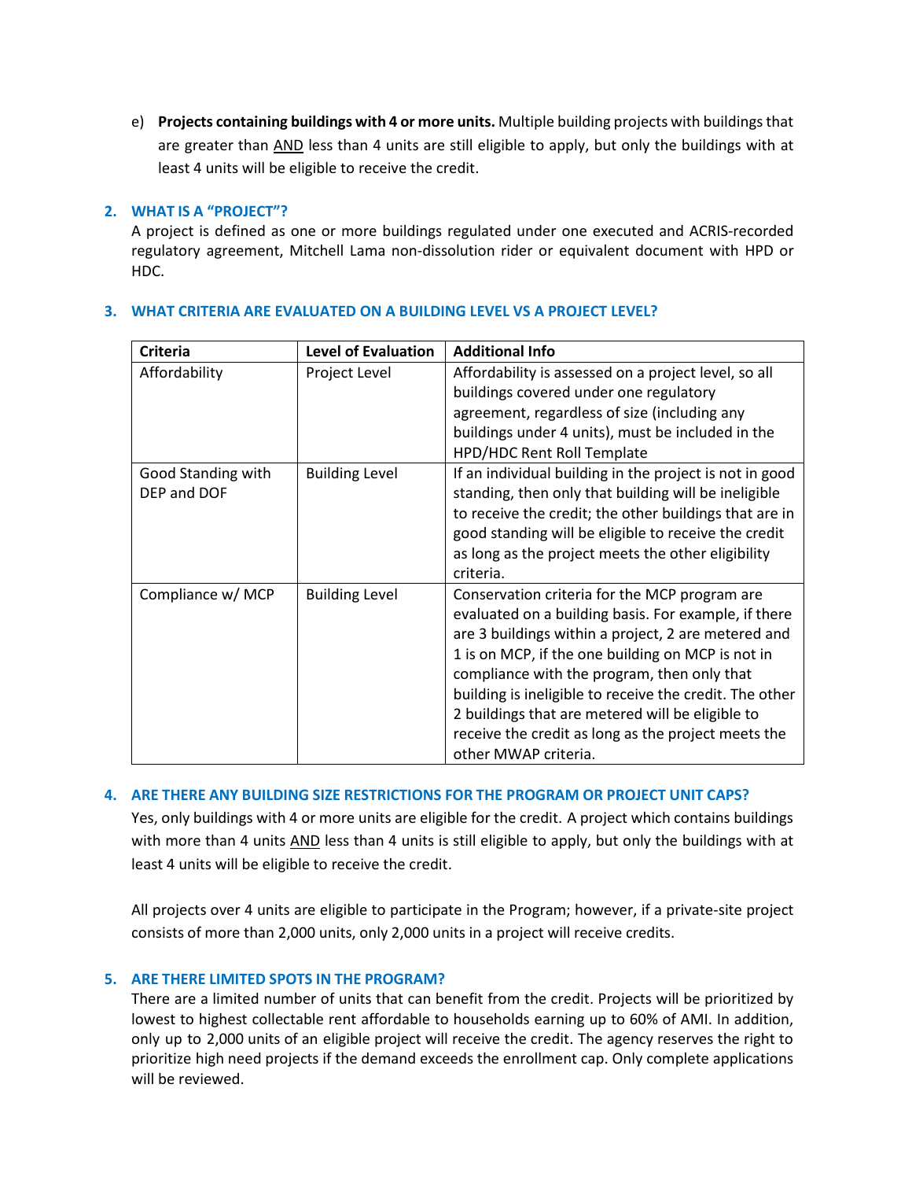e) **Projects containing buildings with 4 or more units.** Multiple building projects with buildings that are greater than AND less than 4 units are still eligible to apply, but only the buildings with at least 4 units will be eligible to receive the credit.

## 2. WHAT IS A "PROJECT"?

A project is defined as one or more buildings regulated under one executed and ACRIS-recorded regulatory agreement, Mitchell Lama non-dissolution rider or equivalent document with HPD or HDC.

## 3. WHAT CRITERIA ARE EVALUATED ON A BUILDING LEVEL VS A PROJECT LEVEL?

| Criteria | Level of Evaluation | Additional Info |
|---|---|---|
| Affordability | Project Level | Affordability is assessed on a project level, so all buildings covered under one regulatory agreement, regardless of size (including any buildings under 4 units), must be included in the HPD/HDC Rent Roll Template |
| Good Standing with DEP and DOF | Building Level | If an individual building in the project is not in good standing, then only that building will be ineligible to receive the credit; the other buildings that are in good standing will be eligible to receive the credit as long as the project meets the other eligibility criteria. |
| Compliance w/ MCP | Building Level | Conservation criteria for the MCP program are evaluated on a building basis. For example, if there are 3 buildings within a project, 2 are metered and 1 is on MCP, if the one building on MCP is not in compliance with the program, then only that building is ineligible to receive the credit. The other 2 buildings that are metered will be eligible to receive the credit as long as the project meets the other MWAP criteria. |

## 4. ARE THERE ANY BUILDING SIZE RESTRICTIONS FOR THE PROGRAM OR PROJECT UNIT CAPS?

Yes, only buildings with 4 or more units are eligible for the credit. A project which contains buildings with more than 4 units AND less than 4 units is still eligible to apply, but only the buildings with at least 4 units will be eligible to receive the credit.

All projects over 4 units are eligible to participate in the Program; however, if a private-site project consists of more than 2,000 units, only 2,000 units in a project will receive credits.

## 5. ARE THERE LIMITED SPOTS IN THE PROGRAM?

There are a limited number of units that can benefit from the credit. Projects will be prioritized by lowest to highest collectable rent affordable to households earning up to 60% of AMI. In addition, only up to 2,000 units of an eligible project will receive the credit. The agency reserves the right to prioritize high need projects if the demand exceeds the enrollment cap. Only complete applications will be reviewed.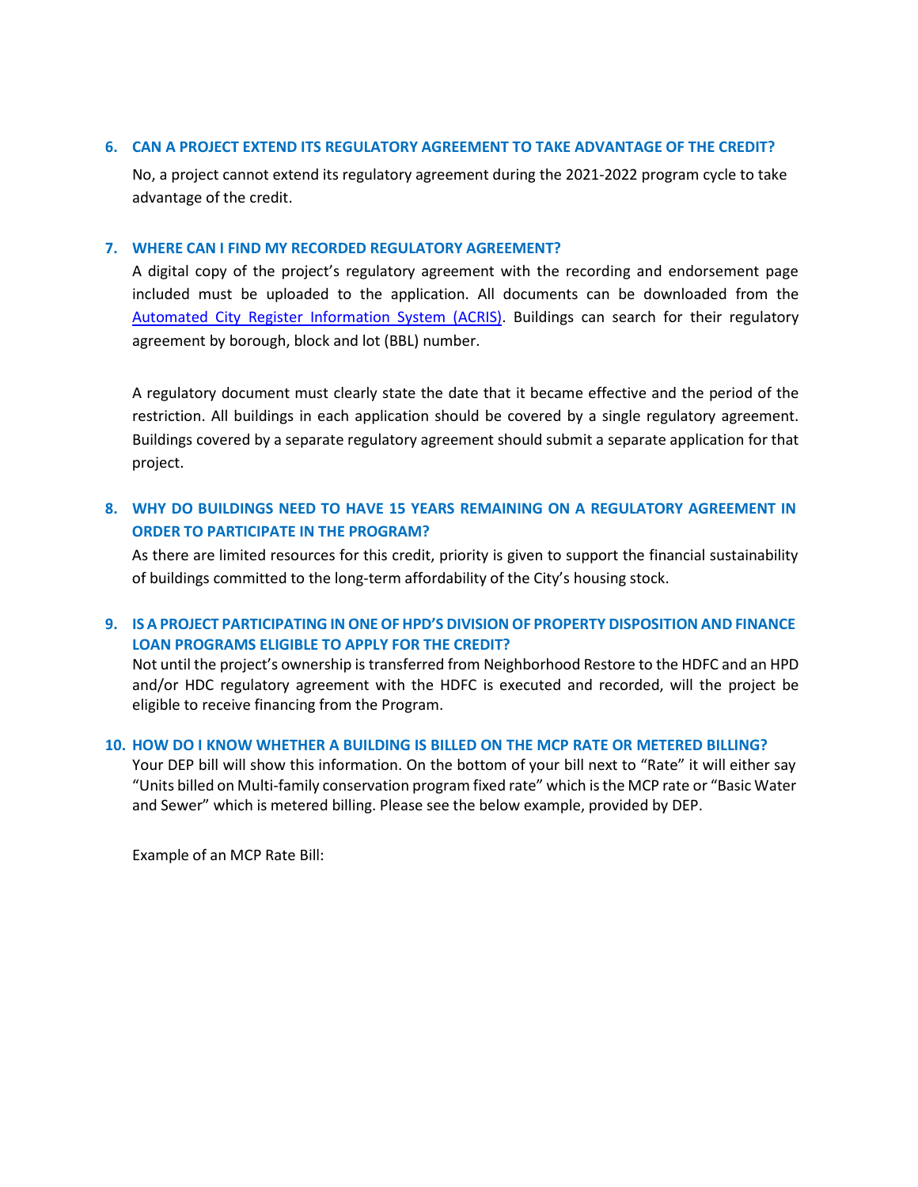### 6. CAN A PROJECT EXTEND ITS REGULATORY AGREEMENT TO TAKE ADVANTAGE OF THE CREDIT?

No, a project cannot extend its regulatory agreement during the 2021-2022 program cycle to take advantage of the credit.

### 7. WHERE CAN I FIND MY RECORDED REGULATORY AGREEMENT?

A digital copy of the project's regulatory agreement with the recording and endorsement page included must be uploaded to the application. All documents can be downloaded from the Automated City Register Information System (ACRIS). Buildings can search for their regulatory agreement by borough, block and lot (BBL) number.

A regulatory document must clearly state the date that it became effective and the period of the restriction. All buildings in each application should be covered by a single regulatory agreement. Buildings covered by a separate regulatory agreement should submit a separate application for that project.

### 8. WHY DO BUILDINGS NEED TO HAVE 15 YEARS REMAINING ON A REGULATORY AGREEMENT IN ORDER TO PARTICIPATE IN THE PROGRAM?

As there are limited resources for this credit, priority is given to support the financial sustainability of buildings committed to the long-term affordability of the City's housing stock.

### 9. IS A PROJECT PARTICIPATING IN ONE OF HPD'S DIVISION OF PROPERTY DISPOSITION AND FINANCE LOAN PROGRAMS ELIGIBLE TO APPLY FOR THE CREDIT?

Not until the project's ownership is transferred from Neighborhood Restore to the HDFC and an HPD and/or HDC regulatory agreement with the HDFC is executed and recorded, will the project be eligible to receive financing from the Program.

### 10. HOW DO I KNOW WHETHER A BUILDING IS BILLED ON THE MCP RATE OR METERED BILLING?

Your DEP bill will show this information. On the bottom of your bill next to "Rate" it will either say "Units billed on Multi-family conservation program fixed rate" which is the MCP rate or "Basic Water and Sewer" which is metered billing. Please see the below example, provided by DEP.

Example of an MCP Rate Bill: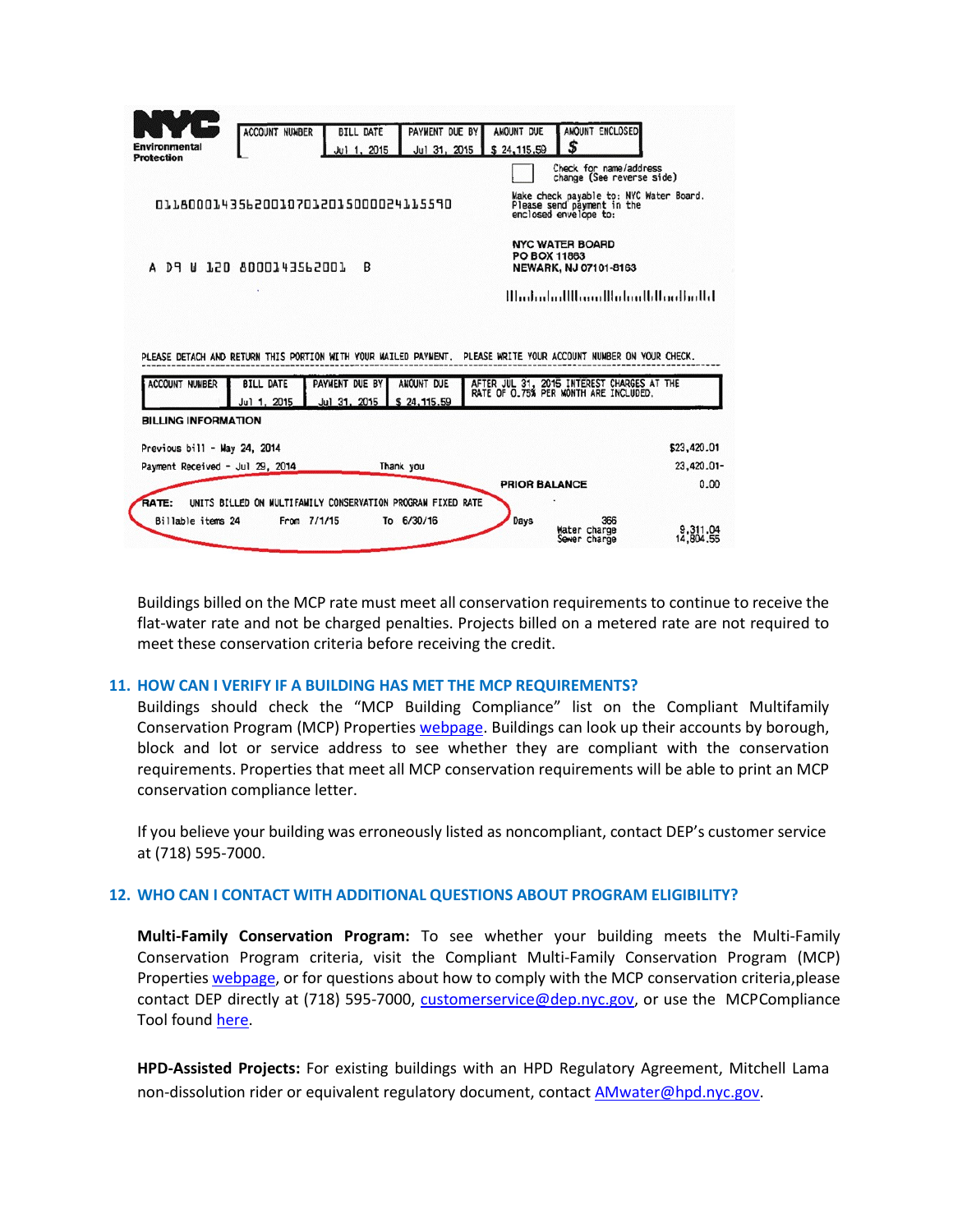| ACCOUNT NUMBER | BILL DATE | PAYMENT DUE BY | AMOUNT DUE | AMOUNT ENCLOSED |
|---|---|---|---|---|
| | Jul 1, 2015 | Jul 31, 2015 | $ 24,115.59 | $ |

NYC Environmental Protection

Check for name/address change (See reverse side)

01180001435620010701201500000241155590

Make check payable to: NYC Water Board. Please send payment in the enclosed envelope to:

A D9 U 120 8000143562001 B

NYC WATER BOARD
PO BOX 11863
NEWARK, NJ 07101-8163

PLEASE DETACH AND RETURN THIS PORTION WITH YOUR MAILED PAYMENT. PLEASE WRITE YOUR ACCOUNT NUMBER ON YOUR CHECK.

| ACCOUNT NUMBER | BILL DATE | PAYMENT DUE BY | AMOUNT DUE | AFTER JUL 31, 2015 INTEREST CHARGES AT THE RATE OF 0.75% PER MONTH ARE INCLUDED. |
|---|---|---|---|---|
| | Jul 1, 2015 | Jul 31, 2015 | $ 24,115.59 | |

**BILLING INFORMATION**

| | | |
|---|---|---|
| Previous bill - May 24, 2014 | | $23,420.01 |
| Payment Received - Jul 29, 2014 | Thank you | 23,420.01- |
| | PRIOR BALANCE | 0.00 |

RATE: UNITS BILLED ON MULTIFAMILY CONSERVATION PROGRAM FIXED RATE

Billable items 24 From 7/1/15 To 6/30/16 Days 366 Water charge 9,311.04 Sewer charge 14,804.55

Buildings billed on the MCP rate must meet all conservation requirements to continue to receive the flat-water rate and not be charged penalties. Projects billed on a metered rate are not required to meet these conservation criteria before receiving the credit.

## 11. HOW CAN I VERIFY IF A BUILDING HAS MET THE MCP REQUIREMENTS?

Buildings should check the "MCP Building Compliance" list on the Compliant Multifamily Conservation Program (MCP) Properties webpage. Buildings can look up their accounts by borough, block and lot or service address to see whether they are compliant with the conservation requirements. Properties that meet all MCP conservation requirements will be able to print an MCP conservation compliance letter.

If you believe your building was erroneously listed as noncompliant, contact DEP's customer service at (718) 595-7000.

## 12. WHO CAN I CONTACT WITH ADDITIONAL QUESTIONS ABOUT PROGRAM ELIGIBILITY?

**Multi-Family Conservation Program:** To see whether your building meets the Multi-Family Conservation Program criteria, visit the Compliant Multi-Family Conservation Program (MCP) Properties webpage, or for questions about how to comply with the MCP conservation criteria,please contact DEP directly at (718) 595-7000, customerservice@dep.nyc.gov, or use the MCPCompliance Tool found here.

**HPD-Assisted Projects:** For existing buildings with an HPD Regulatory Agreement, Mitchell Lama non-dissolution rider or equivalent regulatory document, contact AMwater@hpd.nyc.gov.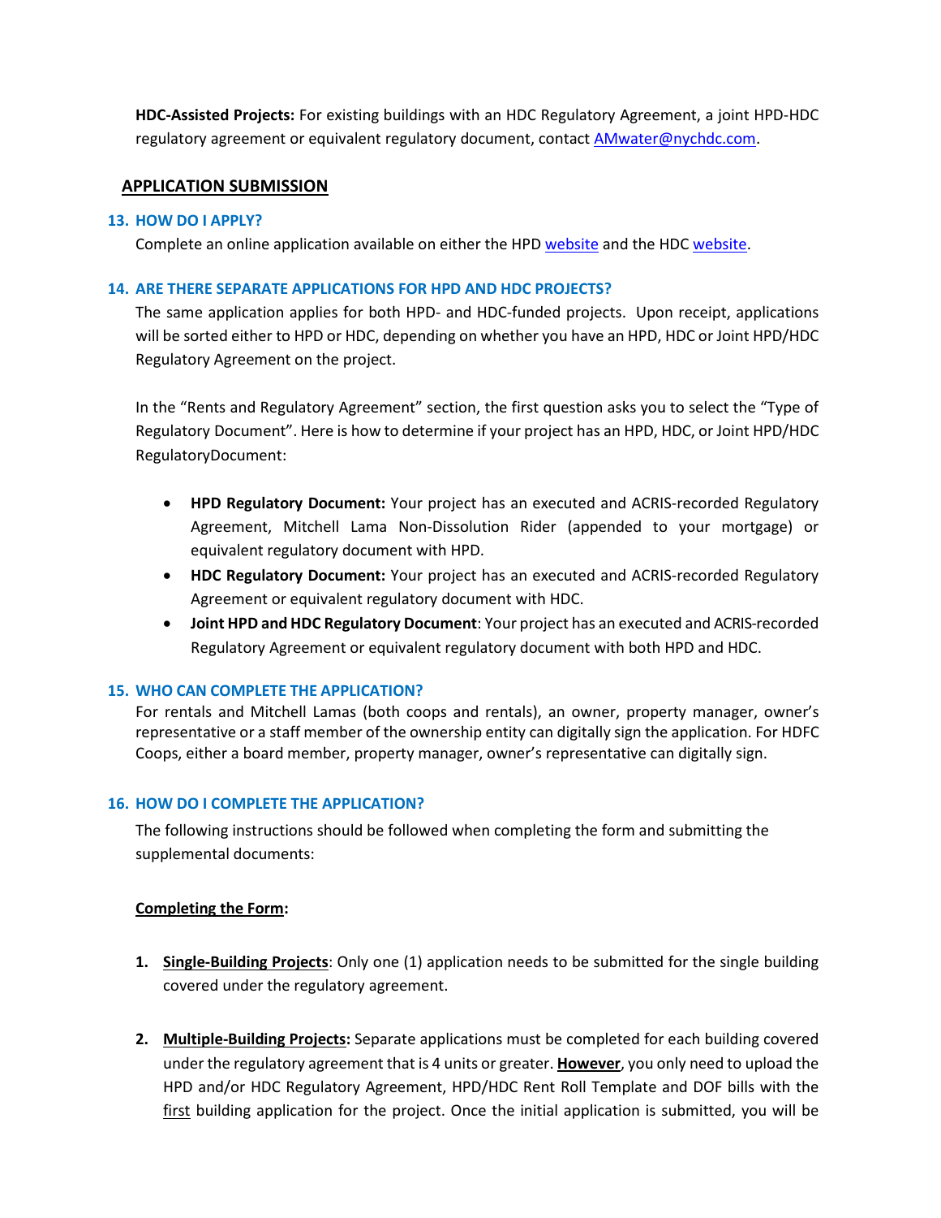**HDC-Assisted Projects:** For existing buildings with an HDC Regulatory Agreement, a joint HPD-HDC regulatory agreement or equivalent regulatory document, contact AMwater@nychdc.com.

## APPLICATION SUBMISSION

### 13. HOW DO I APPLY?

Complete an online application available on either the HPD website and the HDC website.

### 14. ARE THERE SEPARATE APPLICATIONS FOR HPD AND HDC PROJECTS?

The same application applies for both HPD- and HDC-funded projects. Upon receipt, applications will be sorted either to HPD or HDC, depending on whether you have an HPD, HDC or Joint HPD/HDC Regulatory Agreement on the project.

In the "Rents and Regulatory Agreement" section, the first question asks you to select the "Type of Regulatory Document". Here is how to determine if your project has an HPD, HDC, or Joint HPD/HDC RegulatoryDocument:

- **HPD Regulatory Document:** Your project has an executed and ACRIS-recorded Regulatory Agreement, Mitchell Lama Non-Dissolution Rider (appended to your mortgage) or equivalent regulatory document with HPD.
- **HDC Regulatory Document:** Your project has an executed and ACRIS-recorded Regulatory Agreement or equivalent regulatory document with HDC.
- **Joint HPD and HDC Regulatory Document**: Your project has an executed and ACRIS-recorded Regulatory Agreement or equivalent regulatory document with both HPD and HDC.

### 15. WHO CAN COMPLETE THE APPLICATION?

For rentals and Mitchell Lamas (both coops and rentals), an owner, property manager, owner's representative or a staff member of the ownership entity can digitally sign the application. For HDFC Coops, either a board member, property manager, owner's representative can digitally sign.

### 16. HOW DO I COMPLETE THE APPLICATION?

The following instructions should be followed when completing the form and submitting the supplemental documents:

**Completing the Form:**

1. **Single-Building Projects**: Only one (1) application needs to be submitted for the single building covered under the regulatory agreement.

2. **Multiple-Building Projects:** Separate applications must be completed for each building covered under the regulatory agreement that is 4 units or greater. **However**, you only need to upload the HPD and/or HDC Regulatory Agreement, HPD/HDC Rent Roll Template and DOF bills with the first building application for the project. Once the initial application is submitted, you will be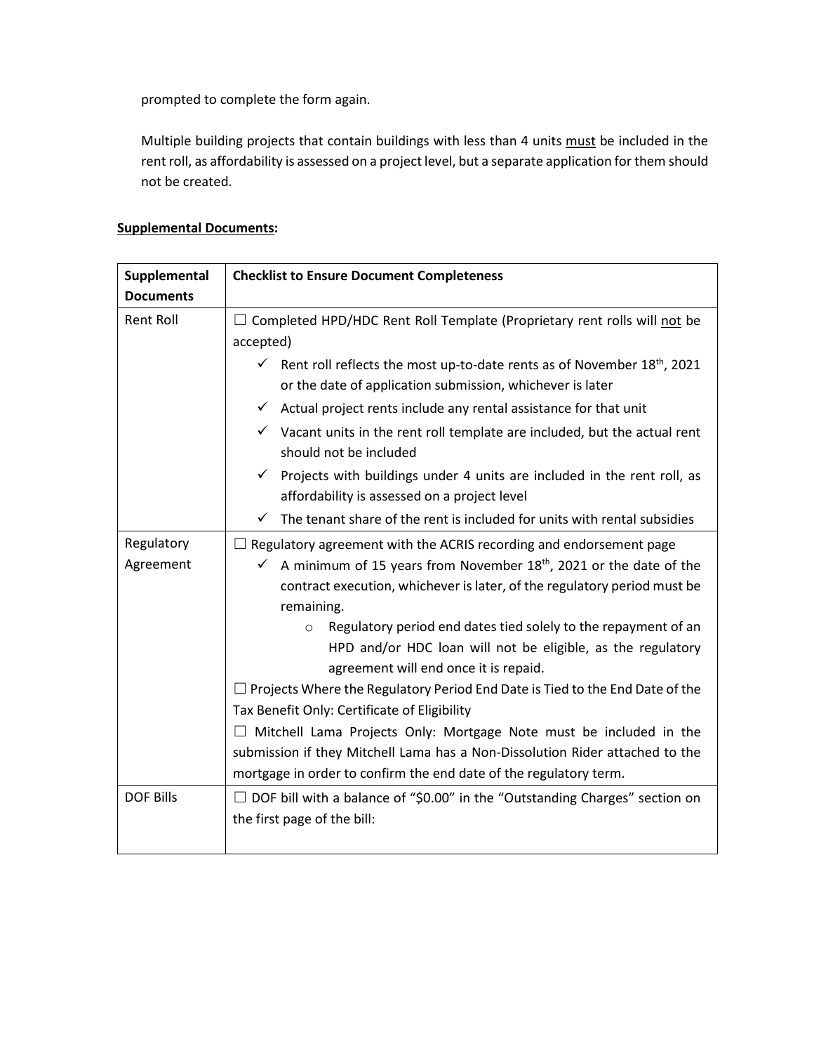prompted to complete the form again.

Multiple building projects that contain buildings with less than 4 units <u>must</u> be included in the rent roll, as affordability is assessed on a project level, but a separate application for them should not be created.

**<u>Supplemental Documents</u>:**

| Supplemental Documents | Checklist to Ensure Document Completeness |
|---|---|
| Rent Roll | ☐ Completed HPD/HDC Rent Roll Template (Proprietary rent rolls will <u>not</u> be accepted)<br>✓ Rent roll reflects the most up-to-date rents as of November 18th, 2021 or the date of application submission, whichever is later<br>✓ Actual project rents include any rental assistance for that unit<br>✓ Vacant units in the rent roll template are included, but the actual rent should not be included<br>✓ Projects with buildings under 4 units are included in the rent roll, as affordability is assessed on a project level<br>✓ The tenant share of the rent is included for units with rental subsidies |
| Regulatory Agreement | ☐ Regulatory agreement with the ACRIS recording and endorsement page<br>✓ A minimum of 15 years from November 18th, 2021 or the date of the contract execution, whichever is later, of the regulatory period must be remaining.<br>○ Regulatory period end dates tied solely to the repayment of an HPD and/or HDC loan will not be eligible, as the regulatory agreement will end once it is repaid.<br>☐ Projects Where the Regulatory Period End Date is Tied to the End Date of the Tax Benefit Only: Certificate of Eligibility<br>☐ Mitchell Lama Projects Only: Mortgage Note must be included in the submission if they Mitchell Lama has a Non-Dissolution Rider attached to the mortgage in order to confirm the end date of the regulatory term. |
| DOF Bills | ☐ DOF bill with a balance of "$0.00" in the "Outstanding Charges" section on the first page of the bill: |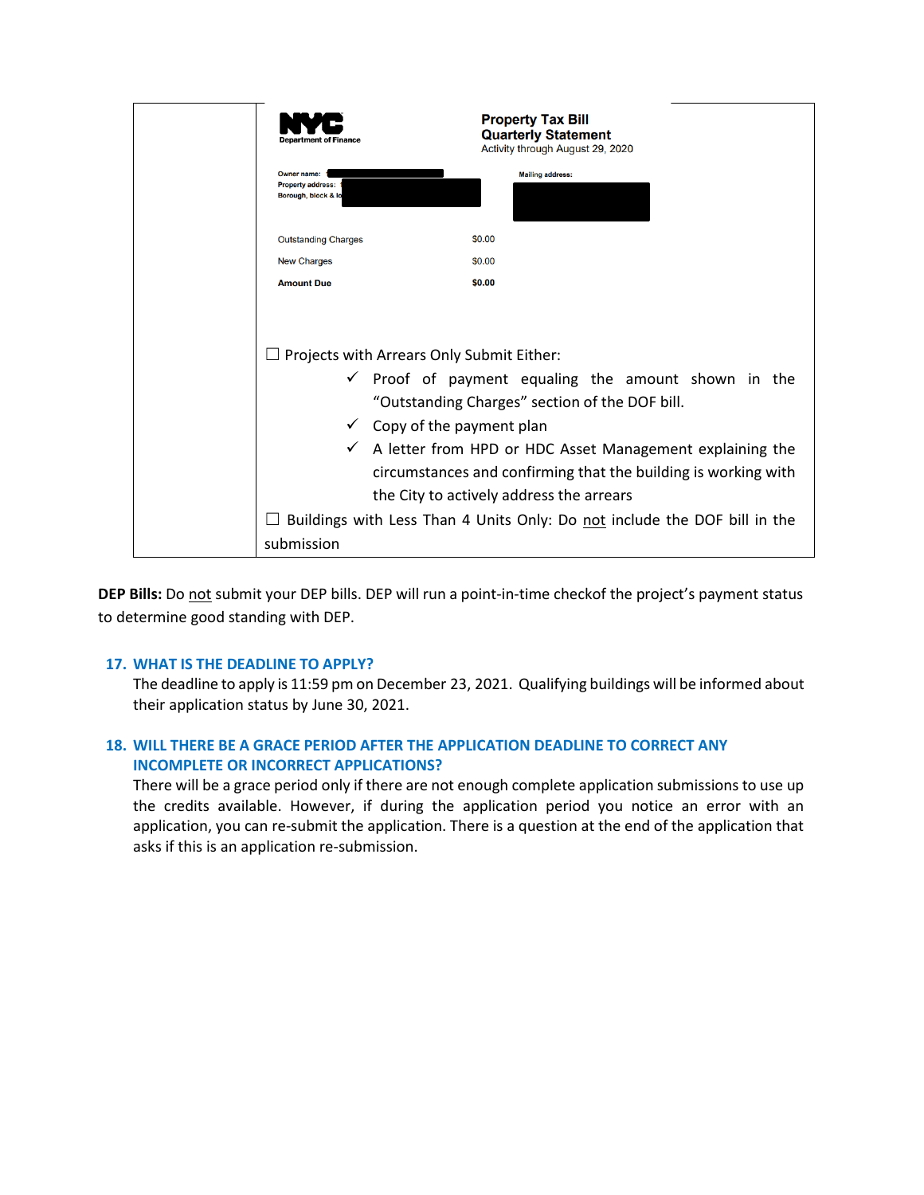| | |
|---|---|
| | **NYC** Department of Finance<br><br>**Property Tax Bill**<br>**Quarterly Statement**<br>Activity through August 29, 2020<br><br>Owner name:<br>Property address:<br>Borough, block & lot<br><br>Mailing address:<br><br>Outstanding Charges $0.00<br>New Charges $0.00<br>**Amount Due** **$0.00**<br><br>☐ Projects with Arrears Only Submit Either:<br>✓ Proof of payment equaling the amount shown in the "Outstanding Charges" section of the DOF bill.<br>✓ Copy of the payment plan<br>✓ A letter from HPD or HDC Asset Management explaining the circumstances and confirming that the building is working with the City to actively address the arrears<br>☐ Buildings with Less Than 4 Units Only: Do not include the DOF bill in the submission |

**DEP Bills:** Do not submit your DEP bills. DEP will run a point-in-time checkof the project's payment status to determine good standing with DEP.

## 17. WHAT IS THE DEADLINE TO APPLY?

The deadline to apply is 11:59 pm on December 23, 2021. Qualifying buildings will be informed about their application status by June 30, 2021.

## 18. WILL THERE BE A GRACE PERIOD AFTER THE APPLICATION DEADLINE TO CORRECT ANY INCOMPLETE OR INCORRECT APPLICATIONS?

There will be a grace period only if there are not enough complete application submissions to use up the credits available. However, if during the application period you notice an error with an application, you can re-submit the application. There is a question at the end of the application that asks if this is an application re-submission.